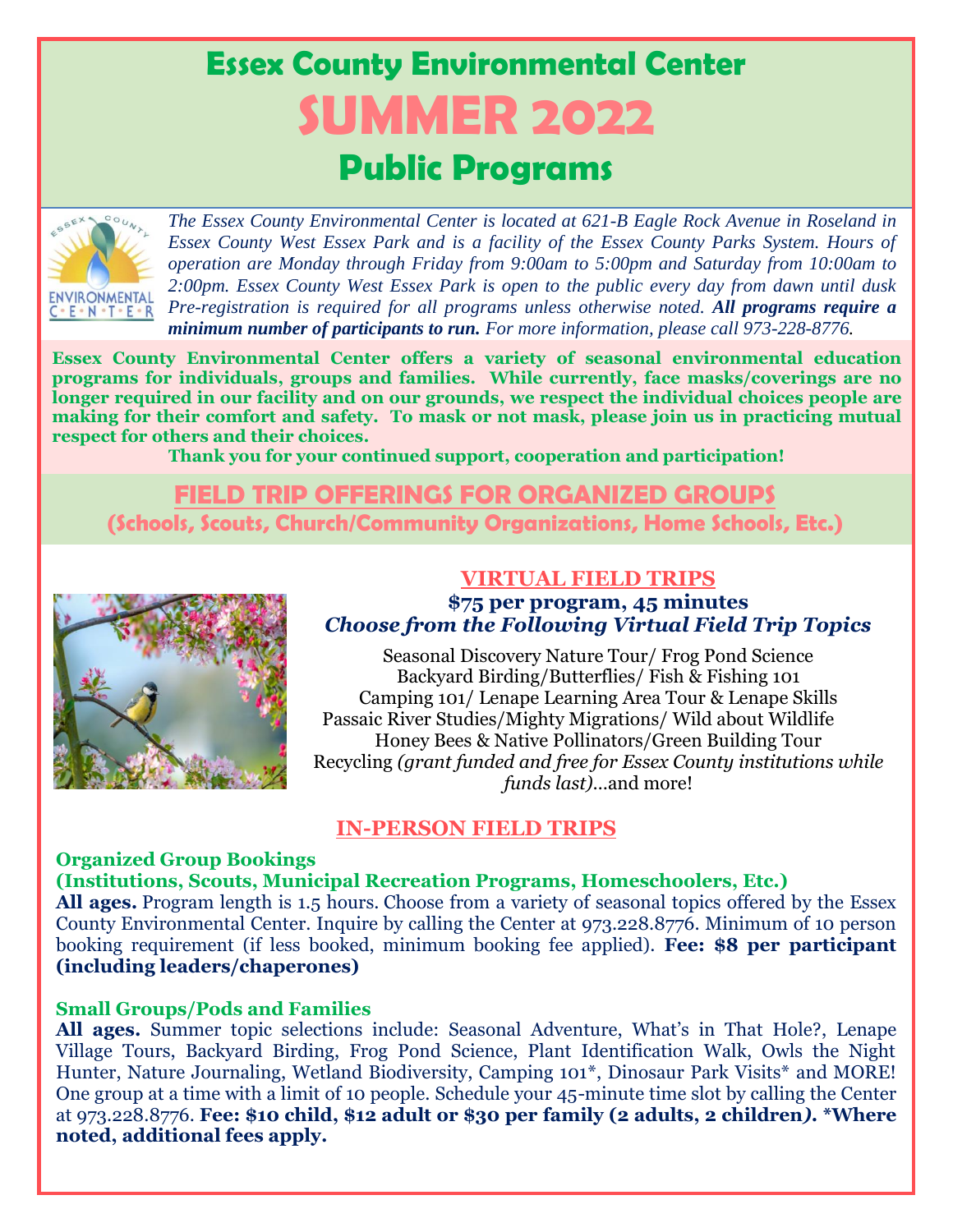# Essex County Environmental Center

# SUMMER 2022

## Public Programs

*The Essex County Environmental Center is located at 621-B Eagle Rock Avenue in Roseland in Essex County West Essex Park and is a facility of the Essex County Parks System. Hours of operation are Monday through Friday from 9:00am to 5:00pm and Saturday from 10:00am to 2:00pm. Essex County West Essex Park is open to the public every day from dawn until dusk Pre-registration is required for all programs unless otherwise noted.* ***All programs require a minimum number of participants to run.*** *For more information, please call 973-228-8776.*

**Essex County Environmental Center offers a variety of seasonal environmental education programs for individuals, groups and families. While currently, face masks/coverings are no longer required in our facility and on our grounds, we respect the individual choices people are making for their comfort and safety. To mask or not mask, please join us in practicing mutual respect for others and their choices.**

**Thank you for your continued support, cooperation and participation!**

## FIELD TRIP OFFERINGS FOR ORGANIZED GROUPS

**(Schools, Scouts, Church/Community Organizations, Home Schools, Etc.)**

### VIRTUAL FIELD TRIPS

**$75 per program, 45 minutes**

***Choose from the Following Virtual Field Trip Topics***

Seasonal Discovery Nature Tour/ Frog Pond Science
Backyard Birding/Butterflies/ Fish & Fishing 101
Camping 101/ Lenape Learning Area Tour & Lenape Skills
Passaic River Studies/Mighty Migrations/ Wild about Wildlife
Honey Bees & Native Pollinators/Green Building Tour
Recycling *(grant funded and free for Essex County institutions while funds last)*…and more!

### IN-PERSON FIELD TRIPS

**Organized Group Bookings**
**(Institutions, Scouts, Municipal Recreation Programs, Homeschoolers, Etc.)**

**All ages.** Program length is 1.5 hours. Choose from a variety of seasonal topics offered by the Essex County Environmental Center. Inquire by calling the Center at 973.228.8776. Minimum of 10 person booking requirement (if less booked, minimum booking fee applied). **Fee: $8 per participant (including leaders/chaperones)**

**Small Groups/Pods and Families**

**All ages.** Summer topic selections include: Seasonal Adventure, What's in That Hole?, Lenape Village Tours, Backyard Birding, Frog Pond Science, Plant Identification Walk, Owls the Night Hunter, Nature Journaling, Wetland Biodiversity, Camping 101*, Dinosaur Park Visits* and MORE! One group at a time with a limit of 10 people. Schedule your 45-minute time slot by calling the Center at 973.228.8776. **Fee: $10 child, $12 adult or $30 per family (2 adults, 2 children). *Where noted, additional fees apply.**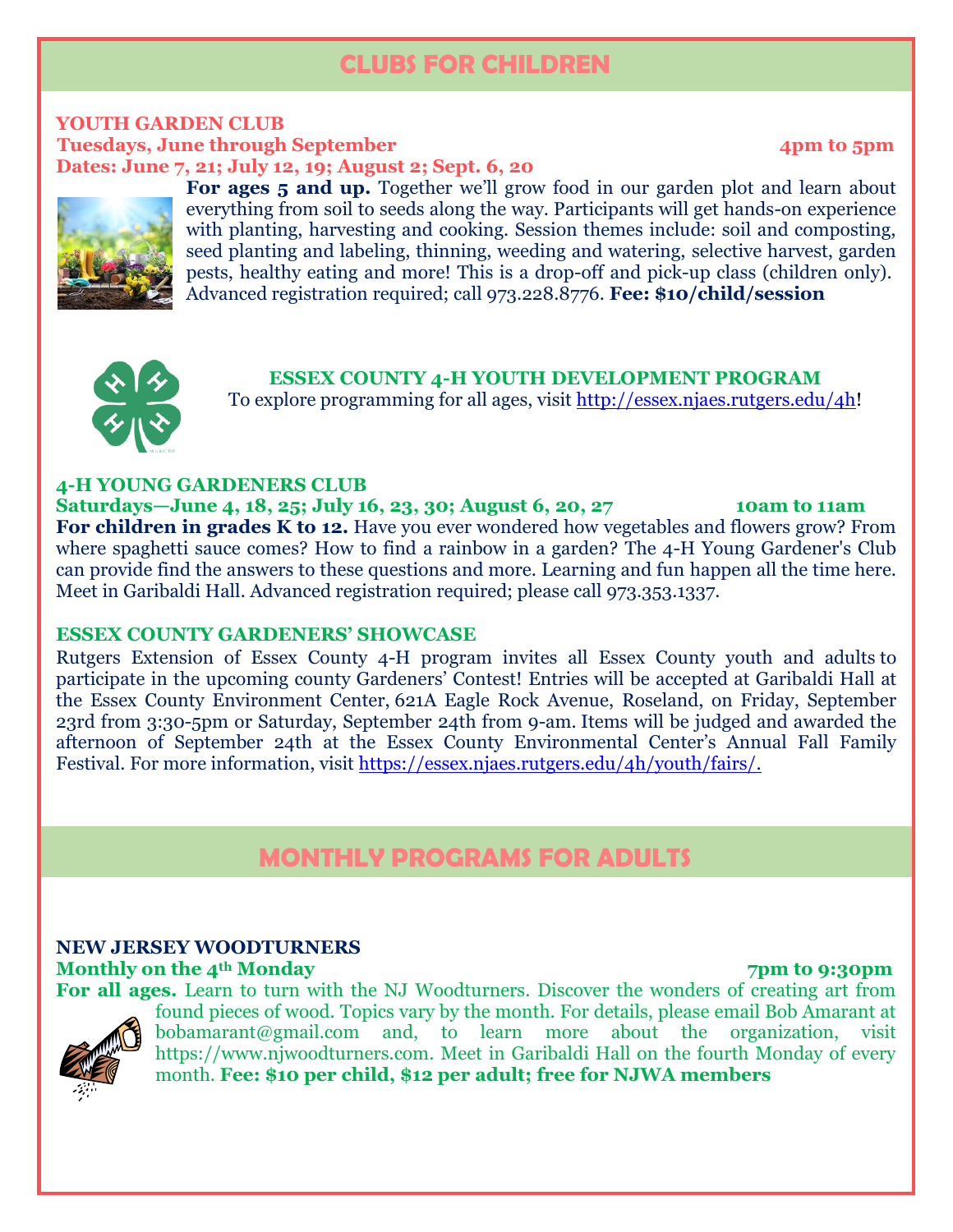## CLUBS FOR CHILDREN

### YOUTH GARDEN CLUB

**Tuesdays, June through September** **4pm to 5pm**

**Dates: June 7, 21; July 12, 19; August 2; Sept. 6, 20**

**For ages 5 and up.** Together we'll grow food in our garden plot and learn about everything from soil to seeds along the way. Participants will get hands-on experience with planting, harvesting and cooking. Session themes include: soil and composting, seed planting and labeling, thinning, weeding and watering, selective harvest, garden pests, healthy eating and more! This is a drop-off and pick-up class (children only). Advanced registration required; call 973.228.8776. **Fee: $10/child/session**

### ESSEX COUNTY 4-H YOUTH DEVELOPMENT PROGRAM

To explore programming for all ages, visit http://essex.njaes.rutgers.edu/4h!

### 4-H YOUNG GARDENERS CLUB

**Saturdays—June 4, 18, 25; July 16, 23, 30; August 6, 20, 27** **10am to 11am**

**For children in grades K to 12.** Have you ever wondered how vegetables and flowers grow? From where spaghetti sauce comes? How to find a rainbow in a garden? The 4-H Young Gardener's Club can provide find the answers to these questions and more. Learning and fun happen all the time here. Meet in Garibaldi Hall. Advanced registration required; please call 973.353.1337.

### ESSEX COUNTY GARDENERS' SHOWCASE

Rutgers Extension of Essex County 4-H program invites all Essex County youth and adults to participate in the upcoming county Gardeners' Contest! Entries will be accepted at Garibaldi Hall at the Essex County Environment Center, 621A Eagle Rock Avenue, Roseland, on Friday, September 23rd from 3:30-5pm or Saturday, September 24th from 9-am. Items will be judged and awarded the afternoon of September 24th at the Essex County Environmental Center's Annual Fall Family Festival. For more information, visit https://essex.njaes.rutgers.edu/4h/youth/fairs/.

## MONTHLY PROGRAMS FOR ADULTS

### NEW JERSEY WOODTURNERS

**Monthly on the 4th Monday** **7pm to 9:30pm**

**For all ages.** Learn to turn with the NJ Woodturners. Discover the wonders of creating art from found pieces of wood. Topics vary by the month. For details, please email Bob Amarant at bobamarant@gmail.com and, to learn more about the organization, visit https://www.njwoodturners.com. Meet in Garibaldi Hall on the fourth Monday of every month. **Fee: $10 per child, $12 per adult; free for NJWA members**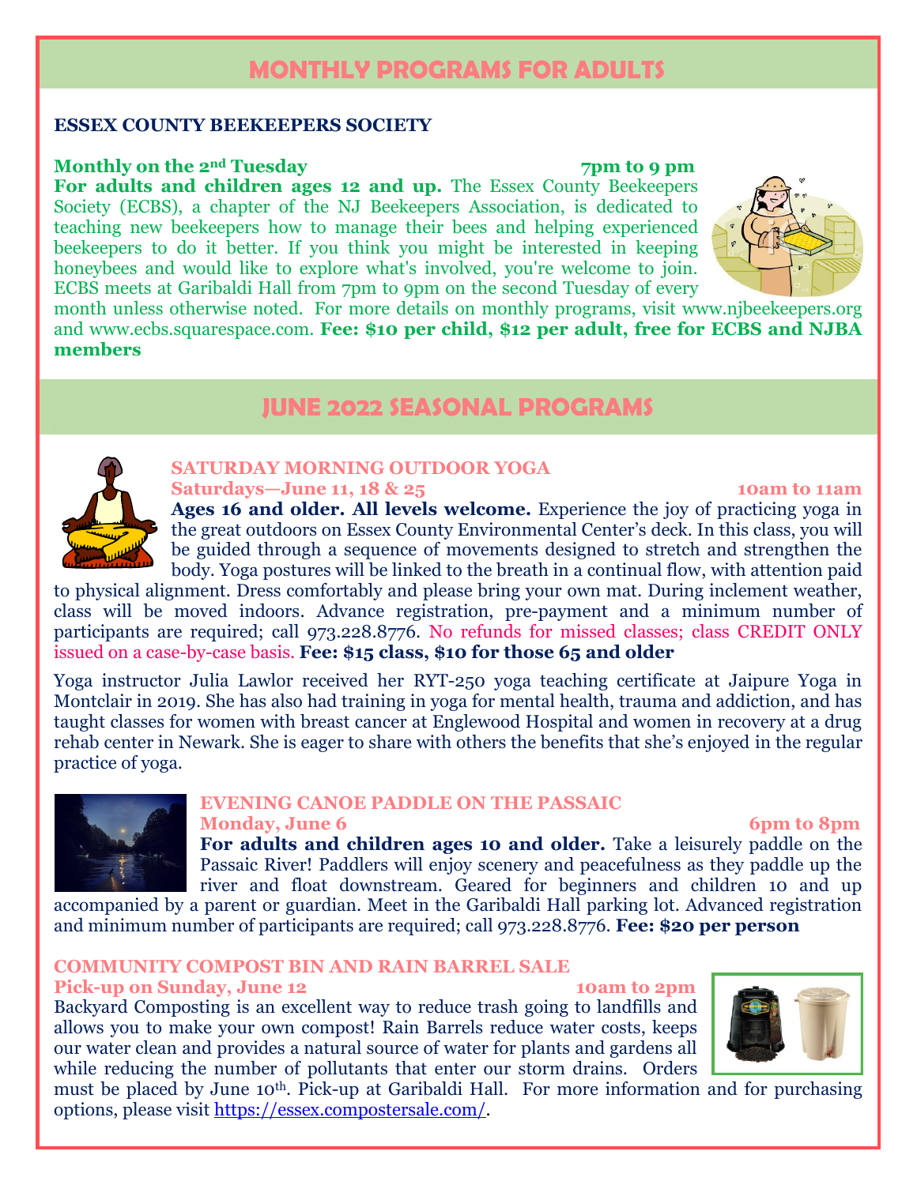# MONTHLY PROGRAMS FOR ADULTS

### ESSEX COUNTY BEEKEEPERS SOCIETY

**Monthly on the 2nd Tuesday** **7pm to 9 pm**

**For adults and children ages 12 and up.** The Essex County Beekeepers Society (ECBS), a chapter of the NJ Beekeepers Association, is dedicated to teaching new beekeepers how to manage their bees and helping experienced beekeepers to do it better. If you think you might be interested in keeping honeybees and would like to explore what's involved, you're welcome to join. ECBS meets at Garibaldi Hall from 7pm to 9pm on the second Tuesday of every month unless otherwise noted. For more details on monthly programs, visit www.njbeekeepers.org and www.ecbs.squarespace.com. **Fee: $10 per child, $12 per adult, free for ECBS and NJBA members**

# JUNE 2022 SEASONAL PROGRAMS

### SATURDAY MORNING OUTDOOR YOGA

**Saturdays—June 11, 18 & 25** **10am to 11am**

**Ages 16 and older. All levels welcome.** Experience the joy of practicing yoga in the great outdoors on Essex County Environmental Center's deck. In this class, you will be guided through a sequence of movements designed to stretch and strengthen the body. Yoga postures will be linked to the breath in a continual flow, with attention paid to physical alignment. Dress comfortably and please bring your own mat. During inclement weather, class will be moved indoors. Advance registration, pre-payment and a minimum number of participants are required; call 973.228.8776. No refunds for missed classes; class CREDIT ONLY issued on a case-by-case basis. **Fee: $15 class, $10 for those 65 and older**

Yoga instructor Julia Lawlor received her RYT-250 yoga teaching certificate at Jaipure Yoga in Montclair in 2019. She has also had training in yoga for mental health, trauma and addiction, and has taught classes for women with breast cancer at Englewood Hospital and women in recovery at a drug rehab center in Newark. She is eager to share with others the benefits that she's enjoyed in the regular practice of yoga.

### EVENING CANOE PADDLE ON THE PASSAIC

**Monday, June 6** **6pm to 8pm**

**For adults and children ages 10 and older.** Take a leisurely paddle on the Passaic River! Paddlers will enjoy scenery and peacefulness as they paddle up the river and float downstream. Geared for beginners and children 10 and up accompanied by a parent or guardian. Meet in the Garibaldi Hall parking lot. Advanced registration and minimum number of participants are required; call 973.228.8776. **Fee: $20 per person**

### COMMUNITY COMPOST BIN AND RAIN BARREL SALE

**Pick-up on Sunday, June 12** **10am to 2pm**

Backyard Composting is an excellent way to reduce trash going to landfills and allows you to make your own compost! Rain Barrels reduce water costs, keeps our water clean and provides a natural source of water for plants and gardens all while reducing the number of pollutants that enter our storm drains. Orders must be placed by June 10th. Pick-up at Garibaldi Hall. For more information and for purchasing options, please visit https://essex.compostersale.com/.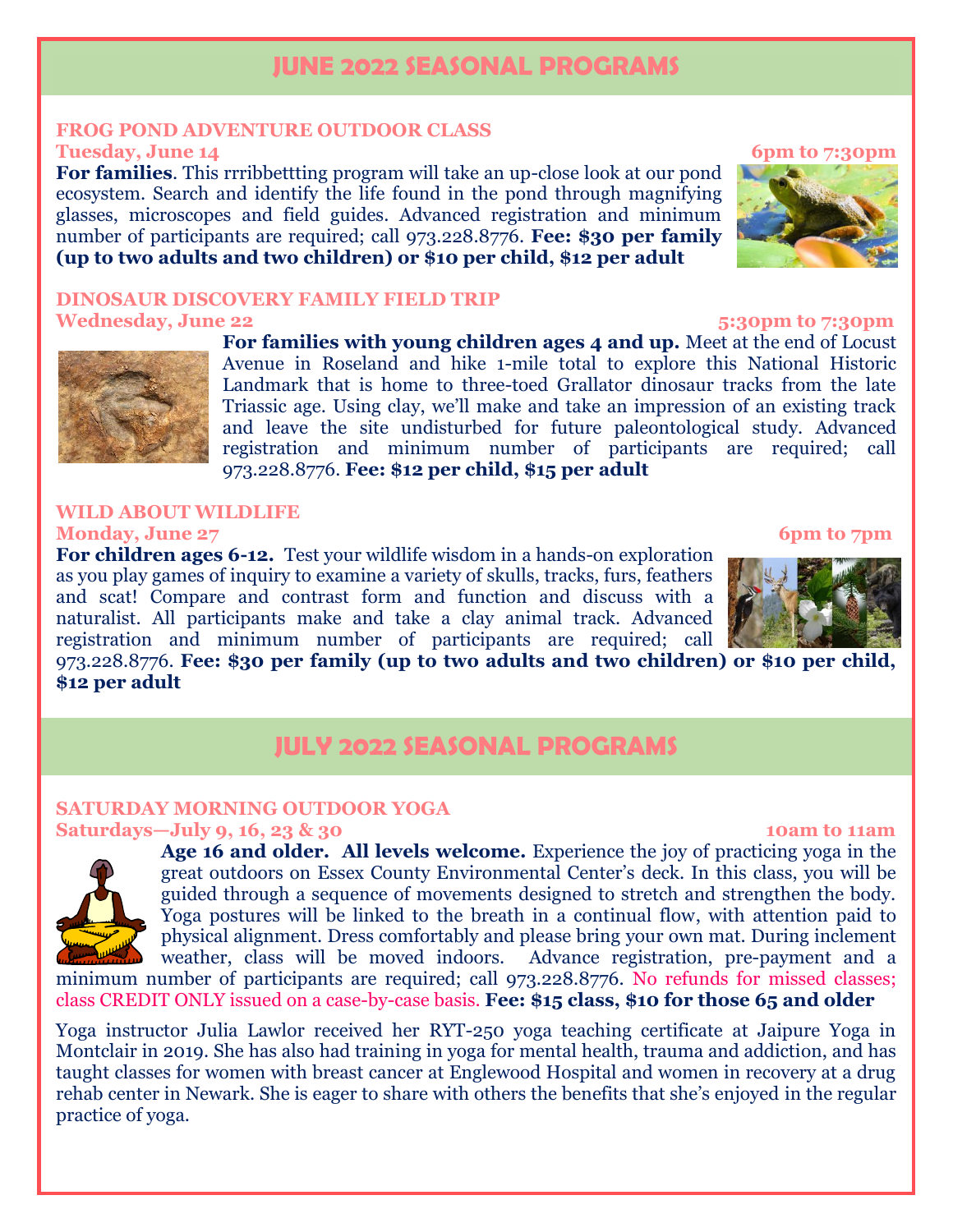# JUNE 2022 SEASONAL PROGRAMS

### FROG POND ADVENTURE OUTDOOR CLASS

**Tuesday, June 14** — **6pm to 7:30pm**

**For families**. This rrribbettting program will take an up-close look at our pond ecosystem. Search and identify the life found in the pond through magnifying glasses, microscopes and field guides. Advanced registration and minimum number of participants are required; call 973.228.8776. **Fee: $30 per family (up to two adults and two children) or $10 per child, $12 per adult**

### DINOSAUR DISCOVERY FAMILY FIELD TRIP

**Wednesday, June 22** — **5:30pm to 7:30pm**

**For families with young children ages 4 and up.** Meet at the end of Locust Avenue in Roseland and hike 1-mile total to explore this National Historic Landmark that is home to three-toed Grallator dinosaur tracks from the late Triassic age. Using clay, we'll make and take an impression of an existing track and leave the site undisturbed for future paleontological study. Advanced registration and minimum number of participants are required; call 973.228.8776. **Fee: $12 per child, $15 per adult**

### WILD ABOUT WILDLIFE

**Monday, June 27** — **6pm to 7pm**

**For children ages 6-12.** Test your wildlife wisdom in a hands-on exploration as you play games of inquiry to examine a variety of skulls, tracks, furs, feathers and scat! Compare and contrast form and function and discuss with a naturalist. All participants make and take a clay animal track. Advanced registration and minimum number of participants are required; call 973.228.8776. **Fee: $30 per family (up to two adults and two children) or $10 per child, $12 per adult**

# JULY 2022 SEASONAL PROGRAMS

### SATURDAY MORNING OUTDOOR YOGA

**Saturdays—July 9, 16, 23 & 30** — **10am to 11am**

**Age 16 and older. All levels welcome.** Experience the joy of practicing yoga in the great outdoors on Essex County Environmental Center's deck. In this class, you will be guided through a sequence of movements designed to stretch and strengthen the body. Yoga postures will be linked to the breath in a continual flow, with attention paid to physical alignment. Dress comfortably and please bring your own mat. During inclement weather, class will be moved indoors. Advance registration, pre-payment and a minimum number of participants are required; call 973.228.8776. No refunds for missed classes; class CREDIT ONLY issued on a case-by-case basis. **Fee: $15 class, $10 for those 65 and older**

Yoga instructor Julia Lawlor received her RYT-250 yoga teaching certificate at Jaipure Yoga in Montclair in 2019. She has also had training in yoga for mental health, trauma and addiction, and has taught classes for women with breast cancer at Englewood Hospital and women in recovery at a drug rehab center in Newark. She is eager to share with others the benefits that she's enjoyed in the regular practice of yoga.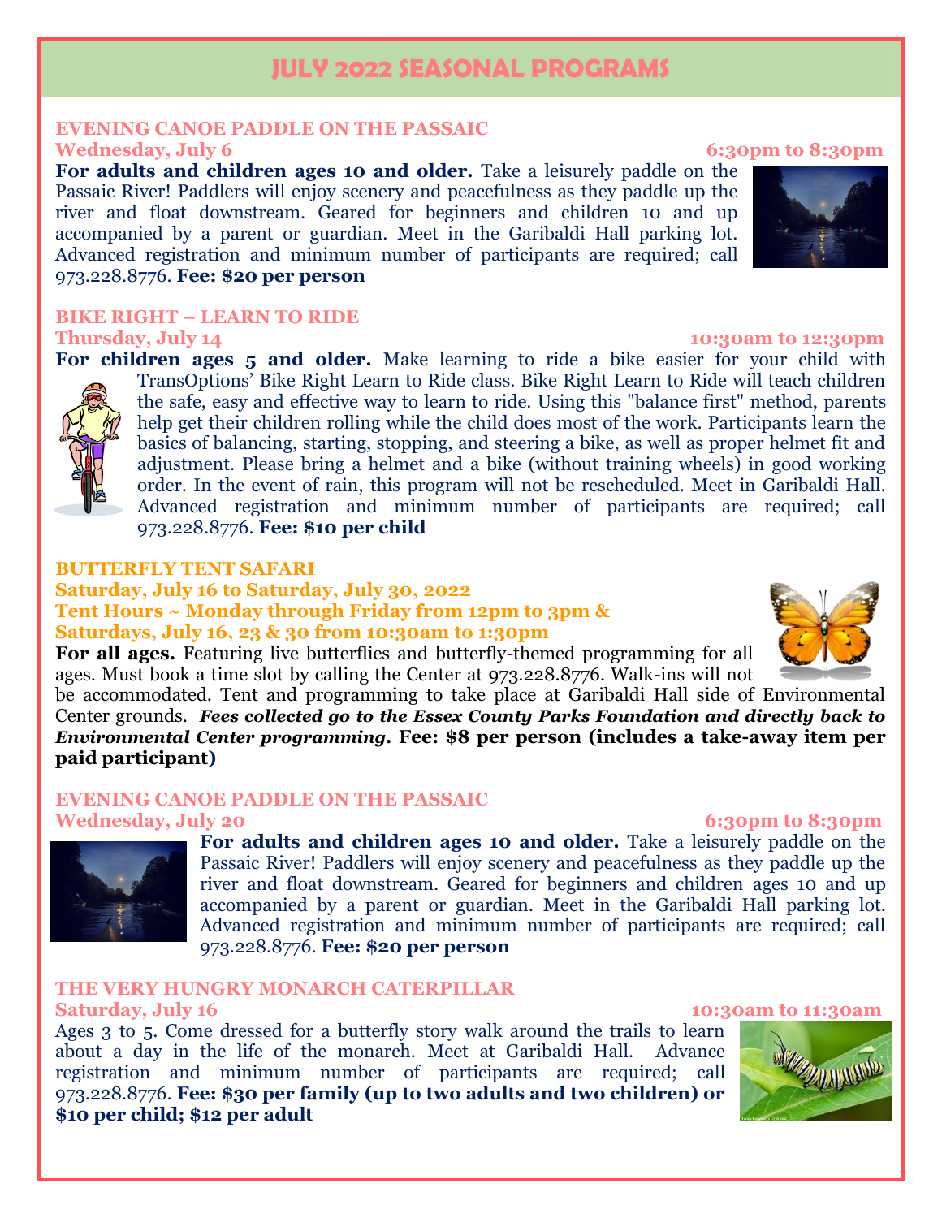# JULY 2022 SEASONAL PROGRAMS

## EVENING CANOE PADDLE ON THE PASSAIC

**Wednesday, July 6** — **6:30pm to 8:30pm**

**For adults and children ages 10 and older.** Take a leisurely paddle on the Passaic River! Paddlers will enjoy scenery and peacefulness as they paddle up the river and float downstream. Geared for beginners and children 10 and up accompanied by a parent or guardian. Meet in the Garibaldi Hall parking lot. Advanced registration and minimum number of participants are required; call 973.228.8776. **Fee: $20 per person**

## BIKE RIGHT – LEARN TO RIDE

**Thursday, July 14** — **10:30am to 12:30pm**

**For children ages 5 and older.** Make learning to ride a bike easier for your child with TransOptions' Bike Right Learn to Ride class. Bike Right Learn to Ride will teach children the safe, easy and effective way to learn to ride. Using this "balance first" method, parents help get their children rolling while the child does most of the work. Participants learn the basics of balancing, starting, stopping, and steering a bike, as well as proper helmet fit and adjustment. Please bring a helmet and a bike (without training wheels) in good working order. In the event of rain, this program will not be rescheduled. Meet in Garibaldi Hall. Advanced registration and minimum number of participants are required; call 973.228.8776. **Fee: $10 per child**

## BUTTERFLY TENT SAFARI

**Saturday, July 16 to Saturday, July 30, 2022**
**Tent Hours ~ Monday through Friday from 12pm to 3pm &**
**Saturdays, July 16, 23 & 30 from 10:30am to 1:30pm**

**For all ages.** Featuring live butterflies and butterfly-themed programming for all ages. Must book a time slot by calling the Center at 973.228.8776. Walk-ins will not be accommodated. Tent and programming to take place at Garibaldi Hall side of Environmental Center grounds. ***Fees collected go to the Essex County Parks Foundation and directly back to Environmental Center programming.*** **Fee: $8 per person (includes a take-away item per paid participant)**

## EVENING CANOE PADDLE ON THE PASSAIC

**Wednesday, July 20** — **6:30pm to 8:30pm**

**For adults and children ages 10 and older.** Take a leisurely paddle on the Passaic River! Paddlers will enjoy scenery and peacefulness as they paddle up the river and float downstream. Geared for beginners and children ages 10 and up accompanied by a parent or guardian. Meet in the Garibaldi Hall parking lot. Advanced registration and minimum number of participants are required; call 973.228.8776. **Fee: $20 per person**

## THE VERY HUNGRY MONARCH CATERPILLAR

**Saturday, July 16** — **10:30am to 11:30am**

Ages 3 to 5. Come dressed for a butterfly story walk around the trails to learn about a day in the life of the monarch. Meet at Garibaldi Hall. Advance registration and minimum number of participants are required; call 973.228.8776. **Fee: $30 per family (up to two adults and two children) or $10 per child; $12 per adult**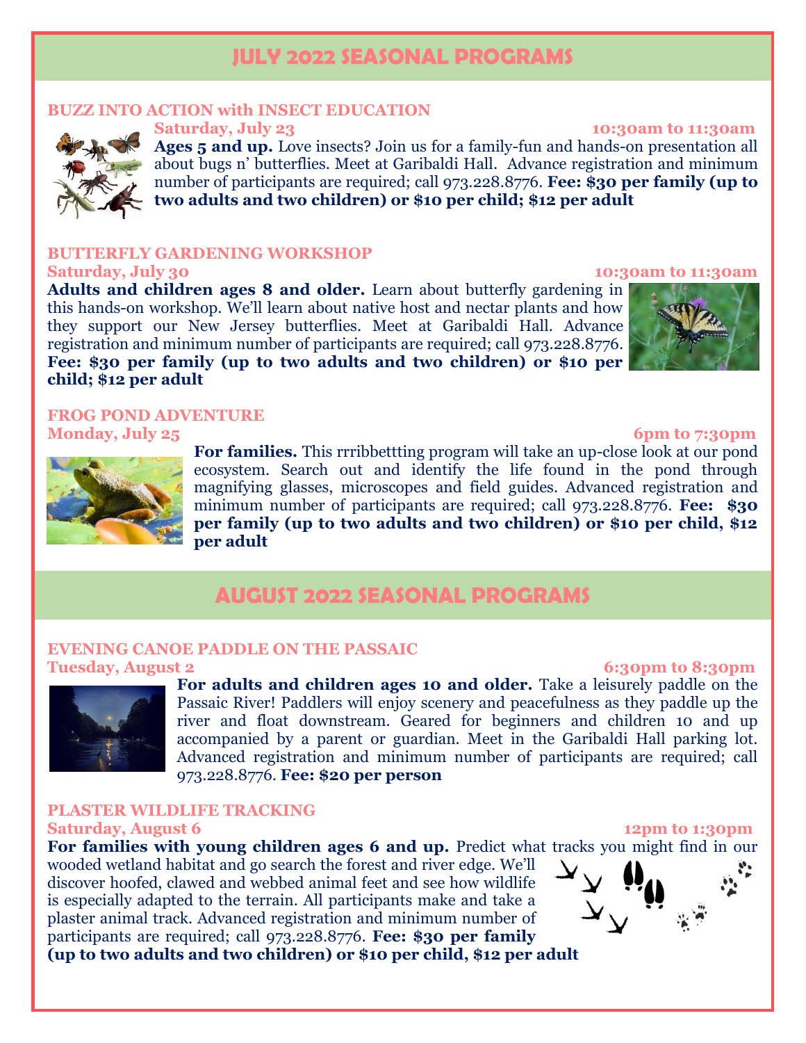# JULY 2022 SEASONAL PROGRAMS

### BUZZ INTO ACTION with INSECT EDUCATION

**Saturday, July 23** **10:30am to 11:30am**

**Ages 5 and up.** Love insects? Join us for a family-fun and hands-on presentation all about bugs n' butterflies. Meet at Garibaldi Hall. Advance registration and minimum number of participants are required; call 973.228.8776. **Fee: $30 per family (up to two adults and two children) or $10 per child; $12 per adult**

### BUTTERFLY GARDENING WORKSHOP

**Saturday, July 30** **10:30am to 11:30am**

**Adults and children ages 8 and older.** Learn about butterfly gardening in this hands-on workshop. We'll learn about native host and nectar plants and how they support our New Jersey butterflies. Meet at Garibaldi Hall. Advance registration and minimum number of participants are required; call 973.228.8776. **Fee: $30 per family (up to two adults and two children) or $10 per child; $12 per adult**

### FROG POND ADVENTURE

**Monday, July 25** **6pm to 7:30pm**

**For families.** This rrribbettting program will take an up-close look at our pond ecosystem. Search out and identify the life found in the pond through magnifying glasses, microscopes and field guides. Advanced registration and minimum number of participants are required; call 973.228.8776. **Fee: $30 per family (up to two adults and two children) or $10 per child, $12 per adult**

# AUGUST 2022 SEASONAL PROGRAMS

### EVENING CANOE PADDLE ON THE PASSAIC

**Tuesday, August 2** **6:30pm to 8:30pm**

**For adults and children ages 10 and older.** Take a leisurely paddle on the Passaic River! Paddlers will enjoy scenery and peacefulness as they paddle up the river and float downstream. Geared for beginners and children 10 and up accompanied by a parent or guardian. Meet in the Garibaldi Hall parking lot. Advanced registration and minimum number of participants are required; call 973.228.8776. **Fee: $20 per person**

### PLASTER WILDLIFE TRACKING

**Saturday, August 6** **12pm to 1:30pm**

**For families with young children ages 6 and up.** Predict what tracks you might find in our wooded wetland habitat and go search the forest and river edge. We'll discover hoofed, clawed and webbed animal feet and see how wildlife is especially adapted to the terrain. All participants make and take a plaster animal track. Advanced registration and minimum number of participants are required; call 973.228.8776. **Fee: $30 per family (up to two adults and two children) or $10 per child, $12 per adult**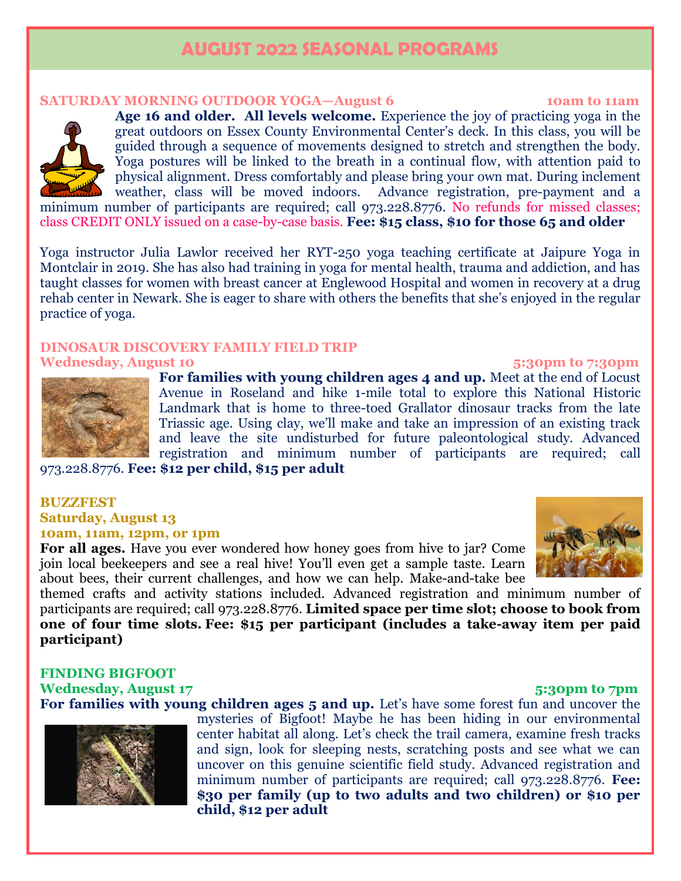# AUGUST 2022 SEASONAL PROGRAMS

### SATURDAY MORNING OUTDOOR YOGA—August 6 10am to 11am

**Age 16 and older. All levels welcome.** Experience the joy of practicing yoga in the great outdoors on Essex County Environmental Center's deck. In this class, you will be guided through a sequence of movements designed to stretch and strengthen the body. Yoga postures will be linked to the breath in a continual flow, with attention paid to physical alignment. Dress comfortably and please bring your own mat. During inclement weather, class will be moved indoors. Advance registration, pre-payment and a minimum number of participants are required; call 973.228.8776. No refunds for missed classes; class CREDIT ONLY issued on a case-by-case basis. **Fee: $15 class, $10 for those 65 and older**

Yoga instructor Julia Lawlor received her RYT-250 yoga teaching certificate at Jaipure Yoga in Montclair in 2019. She has also had training in yoga for mental health, trauma and addiction, and has taught classes for women with breast cancer at Englewood Hospital and women in recovery at a drug rehab center in Newark. She is eager to share with others the benefits that she's enjoyed in the regular practice of yoga.

### DINOSAUR DISCOVERY FAMILY FIELD TRIP
### Wednesday, August 10 5:30pm to 7:30pm

**For families with young children ages 4 and up.** Meet at the end of Locust Avenue in Roseland and hike 1-mile total to explore this National Historic Landmark that is home to three-toed Grallator dinosaur tracks from the late Triassic age. Using clay, we'll make and take an impression of an existing track and leave the site undisturbed for future paleontological study. Advanced registration and minimum number of participants are required; call 973.228.8776. **Fee: $12 per child, $15 per adult**

### BUZZFEST
### Saturday, August 13
### 10am, 11am, 12pm, or 1pm

**For all ages.** Have you ever wondered how honey goes from hive to jar? Come join local beekeepers and see a real hive! You'll even get a sample taste. Learn about bees, their current challenges, and how we can help. Make-and-take bee themed crafts and activity stations included. Advanced registration and minimum number of participants are required; call 973.228.8776. **Limited space per time slot; choose to book from one of four time slots. Fee: $15 per participant (includes a take-away item per paid participant)**

### FINDING BIGFOOT
### Wednesday, August 17 5:30pm to 7pm

**For families with young children ages 5 and up.** Let's have some forest fun and uncover the mysteries of Bigfoot! Maybe he has been hiding in our environmental center habitat all along. Let's check the trail camera, examine fresh tracks and sign, look for sleeping nests, scratching posts and see what we can uncover on this genuine scientific field study. Advanced registration and minimum number of participants are required; call 973.228.8776. **Fee: $30 per family (up to two adults and two children) or $10 per child, $12 per adult**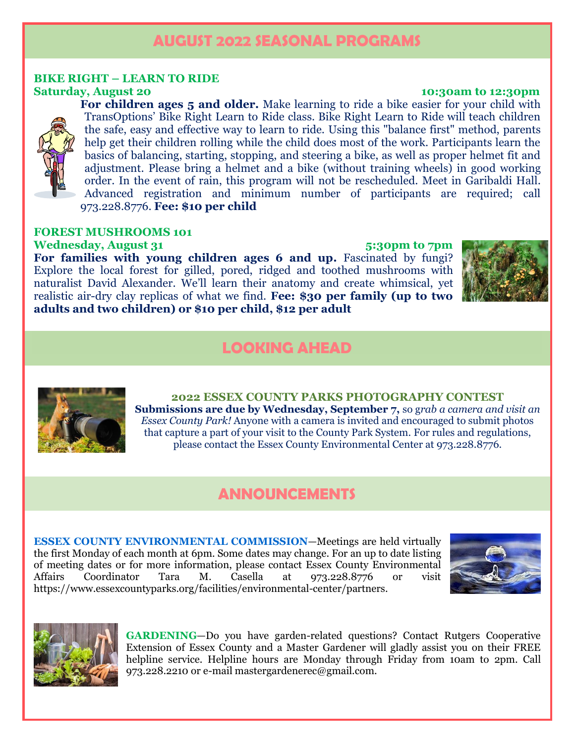# AUGUST 2022 SEASONAL PROGRAMS

### BIKE RIGHT – LEARN TO RIDE

**Saturday, August 20** — **10:30am to 12:30pm**

**For children ages 5 and older.** Make learning to ride a bike easier for your child with TransOptions' Bike Right Learn to Ride class. Bike Right Learn to Ride will teach children the safe, easy and effective way to learn to ride. Using this "balance first" method, parents help get their children rolling while the child does most of the work. Participants learn the basics of balancing, starting, stopping, and steering a bike, as well as proper helmet fit and adjustment. Please bring a helmet and a bike (without training wheels) in good working order. In the event of rain, this program will not be rescheduled. Meet in Garibaldi Hall. Advanced registration and minimum number of participants are required; call 973.228.8776. **Fee: $10 per child**

### FOREST MUSHROOMS 101

**Wednesday, August 31** — **5:30pm to 7pm**

**For families with young children ages 6 and up.** Fascinated by fungi? Explore the local forest for gilled, pored, ridged and toothed mushrooms with naturalist David Alexander. We'll learn their anatomy and create whimsical, yet realistic air-dry clay replicas of what we find. **Fee: $30 per family (up to two adults and two children) or $10 per child, $12 per adult**

# LOOKING AHEAD

### 2022 ESSEX COUNTY PARKS PHOTOGRAPHY CONTEST

**Submissions are due by Wednesday, September 7,** so *grab a camera and visit an Essex County Park!* Anyone with a camera is invited and encouraged to submit photos that capture a part of your visit to the County Park System. For rules and regulations, please contact the Essex County Environmental Center at 973.228.8776.

# ANNOUNCEMENTS

**ESSEX COUNTY ENVIRONMENTAL COMMISSION**—Meetings are held virtually the first Monday of each month at 6pm. Some dates may change. For an up to date listing of meeting dates or for more information, please contact Essex County Environmental Affairs Coordinator Tara M. Casella at 973.228.8776 or visit https://www.essexcountyparks.org/facilities/environmental-center/partners.

**GARDENING**—Do you have garden-related questions? Contact Rutgers Cooperative Extension of Essex County and a Master Gardener will gladly assist you on their FREE helpline service. Helpline hours are Monday through Friday from 10am to 2pm. Call 973.228.2210 or e-mail mastergardenerec@gmail.com.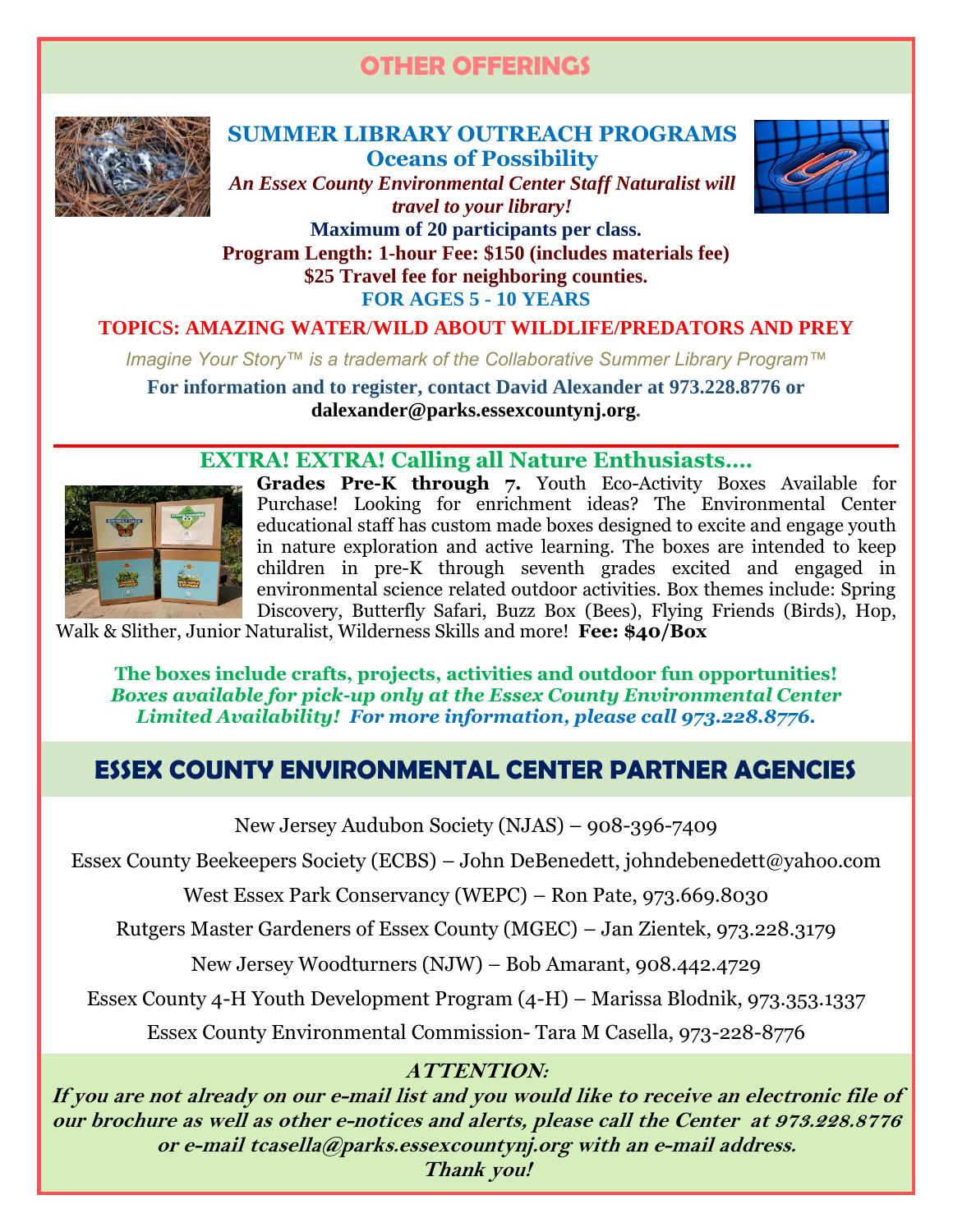## OTHER OFFERINGS

### SUMMER LIBRARY OUTREACH PROGRAMS

### Oceans of Possibility

***An Essex County Environmental Center Staff Naturalist will travel to your library!***

**Maximum of 20 participants per class.**

**Program Length: 1-hour Fee: $150 (includes materials fee)**

**$25 Travel fee for neighboring counties.**

**FOR AGES 5 - 10 YEARS**

**TOPICS: AMAZING WATER/WILD ABOUT WILDLIFE/PREDATORS AND PREY**

*Imagine Your Story™ is a trademark of the Collaborative Summer Library Program™*

**For information and to register, contact David Alexander at 973.228.8776 or dalexander@parks.essexcountynj.org.**

---

### EXTRA! EXTRA! Calling all Nature Enthusiasts….

**Grades Pre-K through 7.** Youth Eco-Activity Boxes Available for Purchase! Looking for enrichment ideas? The Environmental Center educational staff has custom made boxes designed to excite and engage youth in nature exploration and active learning. The boxes are intended to keep children in pre-K through seventh grades excited and engaged in environmental science related outdoor activities. Box themes include: Spring Discovery, Butterfly Safari, Buzz Box (Bees), Flying Friends (Birds), Hop, Walk & Slither, Junior Naturalist, Wilderness Skills and more! **Fee: $40/Box**

**The boxes include crafts, projects, activities and outdoor fun opportunities!**
***Boxes available for pick-up only at the Essex County Environmental Center***
***Limited Availability! For more information, please call 973.228.8776.***

## ESSEX COUNTY ENVIRONMENTAL CENTER PARTNER AGENCIES

New Jersey Audubon Society (NJAS) – 908-396-7409

Essex County Beekeepers Society (ECBS) – John DeBenedett, johndebenedett@yahoo.com

West Essex Park Conservancy (WEPC) – Ron Pate, 973.669.8030

Rutgers Master Gardeners of Essex County (MGEC) – Jan Zientek, 973.228.3179

New Jersey Woodturners (NJW) – Bob Amarant, 908.442.4729

Essex County 4-H Youth Development Program (4-H) – Marissa Blodnik, 973.353.1337

Essex County Environmental Commission- Tara M Casella, 973-228-8776

***ATTENTION:***

***If you are not already on our e-mail list and you would like to receive an electronic file of our brochure as well as other e-notices and alerts, please call the Center at 973.228.8776 or e-mail tcasella@parks.essexcountynj.org with an e-mail address.***
***Thank you!***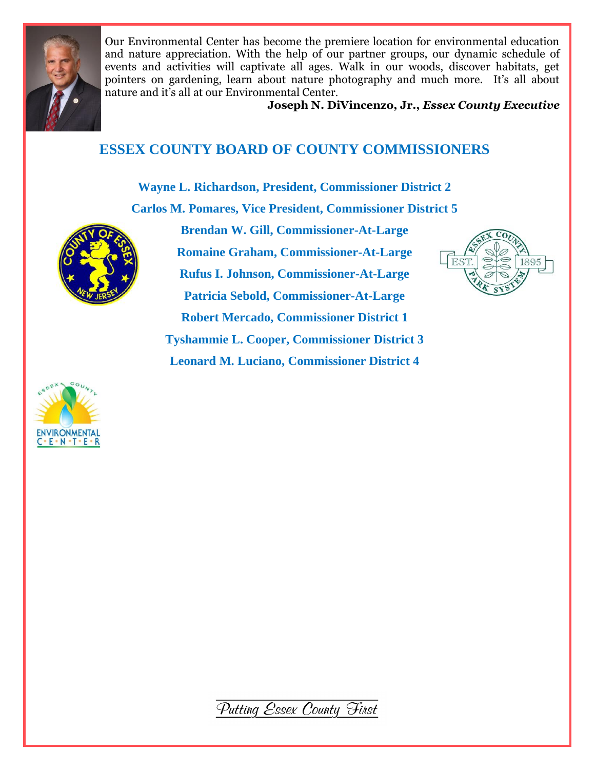Our Environmental Center has become the premiere location for environmental education and nature appreciation. With the help of our partner groups, our dynamic schedule of events and activities will captivate all ages. Walk in our woods, discover habitats, get pointers on gardening, learn about nature photography and much more. It's all about nature and it's all at our Environmental Center.

**Joseph N. DiVincenzo, Jr.,** ***Essex County Executive***

## ESSEX COUNTY BOARD OF COUNTY COMMISSIONERS

**Wayne L. Richardson, President, Commissioner District 2**

**Carlos M. Pomares, Vice President, Commissioner District 5**

**Brendan W. Gill, Commissioner-At-Large**

**Romaine Graham, Commissioner-At-Large**

**Rufus I. Johnson, Commissioner-At-Large**

**Patricia Sebold, Commissioner-At-Large**

**Robert Mercado, Commissioner District 1**

**Tyshammie L. Cooper, Commissioner District 3**

**Leonard M. Luciano, Commissioner District 4**

*Putting Essex County First*